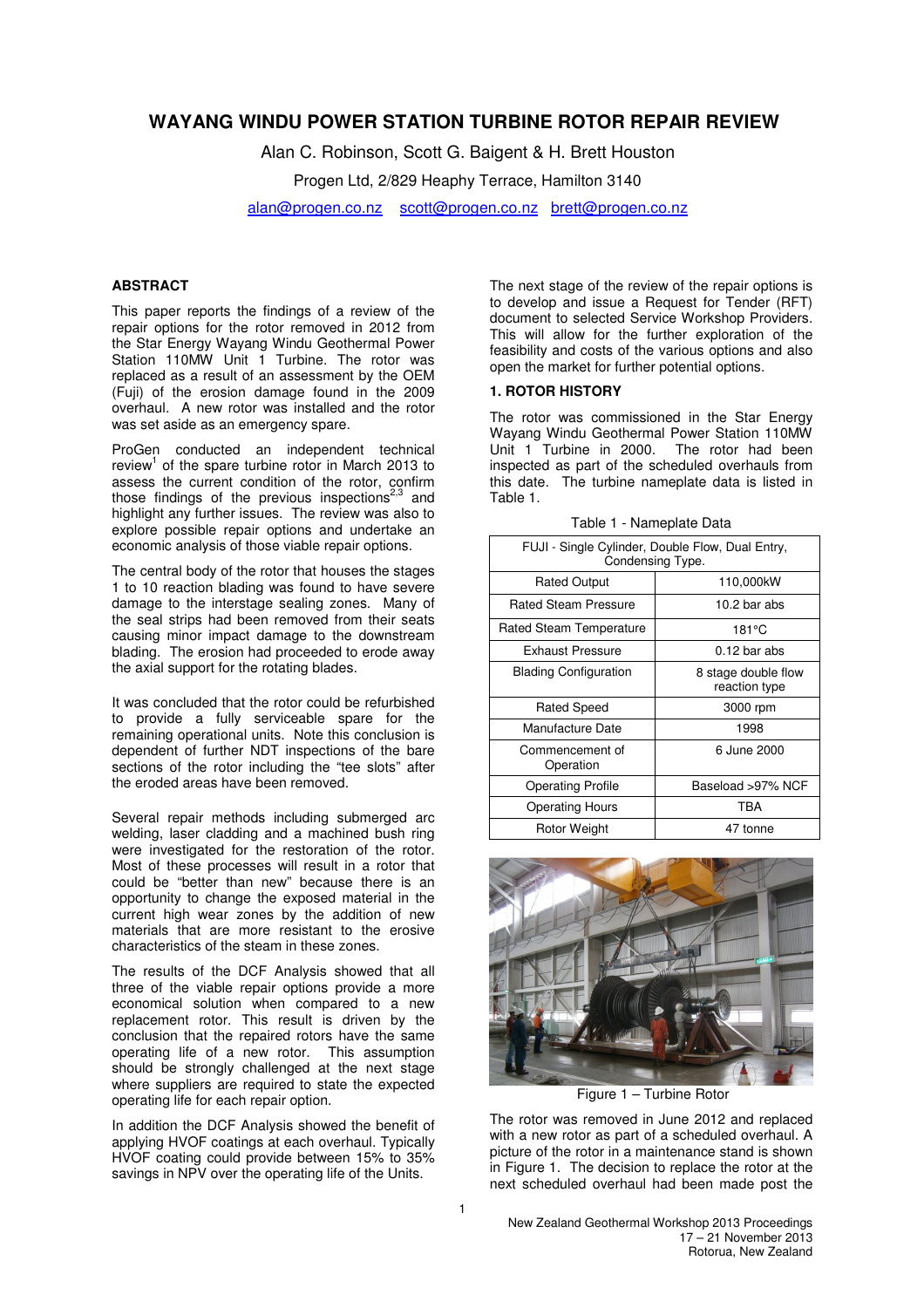# WAYANG WINDU POWER STATION TURBINE ROTOR REPAIR REVIEW

Alan C. Robinson, Scott G. Baigent & H. Brett Houston

Progen Ltd, 2/829 Heaphy Terrace, Hamilton 3140

alan@progen.co.nz scott@progen.co.nz brett@progen.co.nz

## ABSTRACT

This paper reports the findings of a review of the repair options for the rotor removed in 2012 from the Star Energy Wayang Windu Geothermal Power Station 110MW Unit 1 Turbine. The rotor was replaced as a result of an assessment by the OEM (Fuji) of the erosion damage found in the 2009 overhaul. A new rotor was installed and the rotor was set aside as an emergency spare.

ProGen conducted an independent technical review[1] of the spare turbine rotor in March 2013 to assess the current condition of the rotor, confirm those findings of the previous inspections[2,3] and highlight any further issues. The review was also to explore possible repair options and undertake an economic analysis of those viable repair options.

The central body of the rotor that houses the stages 1 to 10 reaction blading was found to have severe damage to the interstage sealing zones. Many of the seal strips had been removed from their seats causing minor impact damage to the downstream blading. The erosion had proceeded to erode away the axial support for the rotating blades.

It was concluded that the rotor could be refurbished to provide a fully serviceable spare for the remaining operational units. Note this conclusion is dependent of further NDT inspections of the bare sections of the rotor including the "tee slots" after the eroded areas have been removed.

Several repair methods including submerged arc welding, laser cladding and a machined bush ring were investigated for the restoration of the rotor. Most of these processes will result in a rotor that could be "better than new" because there is an opportunity to change the exposed material in the current high wear zones by the addition of new materials that are more resistant to the erosive characteristics of the steam in these zones.

The results of the DCF Analysis showed that all three of the viable repair options provide a more economical solution when compared to a new replacement rotor. This result is driven by the conclusion that the repaired rotors have the same operating life of a new rotor. This assumption should be strongly challenged at the next stage where suppliers are required to state the expected operating life for each repair option.

In addition the DCF Analysis showed the benefit of applying HVOF coatings at each overhaul. Typically HVOF coating could provide between 15% to 35% savings in NPV over the operating life of the Units.

The next stage of the review of the repair options is to develop and issue a Request for Tender (RFT) document to selected Service Workshop Providers. This will allow for the further exploration of the feasibility and costs of the various options and also open the market for further potential options.

## 1. ROTOR HISTORY

The rotor was commissioned in the Star Energy Wayang Windu Geothermal Power Station 110MW Unit 1 Turbine in 2000. The rotor had been inspected as part of the scheduled overhauls from this date. The turbine nameplate data is listed in Table 1.

Table 1 - Nameplate Data

| FUJI - Single Cylinder, Double Flow, Dual Entry, Condensing Type. | |
|---|---|
| Rated Output | 110,000kW |
| Rated Steam Pressure | 10.2 bar abs |
| Rated Steam Temperature | 181°C |
| Exhaust Pressure | 0.12 bar abs |
| Blading Configuration | 8 stage double flow reaction type |
| Rated Speed | 3000 rpm |
| Manufacture Date | 1998 |
| Commencement of Operation | 6 June 2000 |
| Operating Profile | Baseload >97% NCF |
| Operating Hours | TBA |
| Rotor Weight | 47 tonne |

Figure 1 – Turbine Rotor

The rotor was removed in June 2012 and replaced with a new rotor as part of a scheduled overhaul. A picture of the rotor in a maintenance stand is shown in Figure 1. The decision to replace the rotor at the next scheduled overhaul had been made post the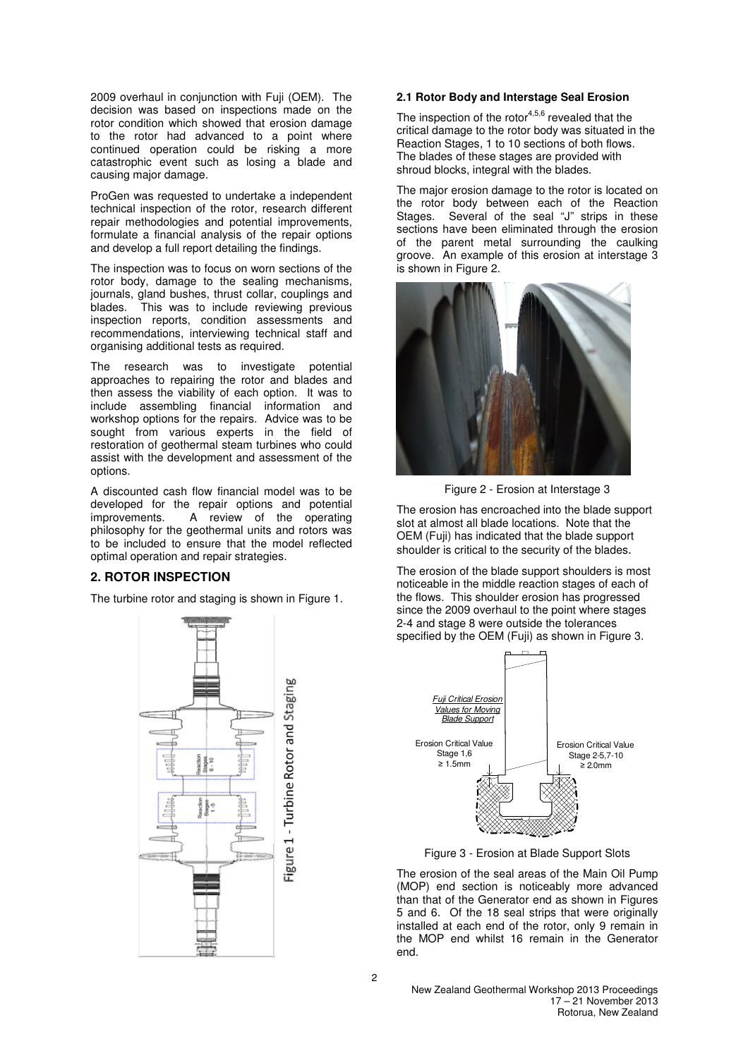2009 overhaul in conjunction with Fuji (OEM). The decision was based on inspections made on the rotor condition which showed that erosion damage to the rotor had advanced to a point where continued operation could be risking a more catastrophic event such as losing a blade and causing major damage.

ProGen was requested to undertake a independent technical inspection of the rotor, research different repair methodologies and potential improvements, formulate a financial analysis of the repair options and develop a full report detailing the findings.

The inspection was to focus on worn sections of the rotor body, damage to the sealing mechanisms, journals, gland bushes, thrust collar, couplings and blades. This was to include reviewing previous inspection reports, condition assessments and recommendations, interviewing technical staff and organising additional tests as required.

The research was to investigate potential approaches to repairing the rotor and blades and then assess the viability of each option. It was to include assembling financial information and workshop options for the repairs. Advice was to be sought from various experts in the field of restoration of geothermal steam turbines who could assist with the development and assessment of the options.

A discounted cash flow financial model was to be developed for the repair options and potential improvements. A review of the operating philosophy for the geothermal units and rotors was to be included to ensure that the model reflected optimal operation and repair strategies.

## 2. ROTOR INSPECTION

The turbine rotor and staging is shown in Figure 1.

Figure 1 - Turbine Rotor and Staging

### 2.1 Rotor Body and Interstage Seal Erosion

The inspection of the rotor[4,5,6] revealed that the critical damage to the rotor body was situated in the Reaction Stages, 1 to 10 sections of both flows. The blades of these stages are provided with shroud blocks, integral with the blades.

The major erosion damage to the rotor is located on the rotor body between each of the Reaction Stages. Several of the seal "J" strips in these sections have been eliminated through the erosion of the parent metal surrounding the caulking groove. An example of this erosion at interstage 3 is shown in Figure 2.

Figure 2 - Erosion at Interstage 3

The erosion has encroached into the blade support slot at almost all blade locations. Note that the OEM (Fuji) has indicated that the blade support shoulder is critical to the security of the blades.

The erosion of the blade support shoulders is most noticeable in the middle reaction stages of each of the flows. This shoulder erosion has progressed since the 2009 overhaul to the point where stages 2-4 and stage 8 were outside the tolerances specified by the OEM (Fuji) as shown in Figure 3.

Figure 3 - Erosion at Blade Support Slots

The erosion of the seal areas of the Main Oil Pump (MOP) end section is noticeably more advanced than that of the Generator end as shown in Figures 5 and 6. Of the 18 seal strips that were originally installed at each end of the rotor, only 9 remain in the MOP end whilst 16 remain in the Generator end.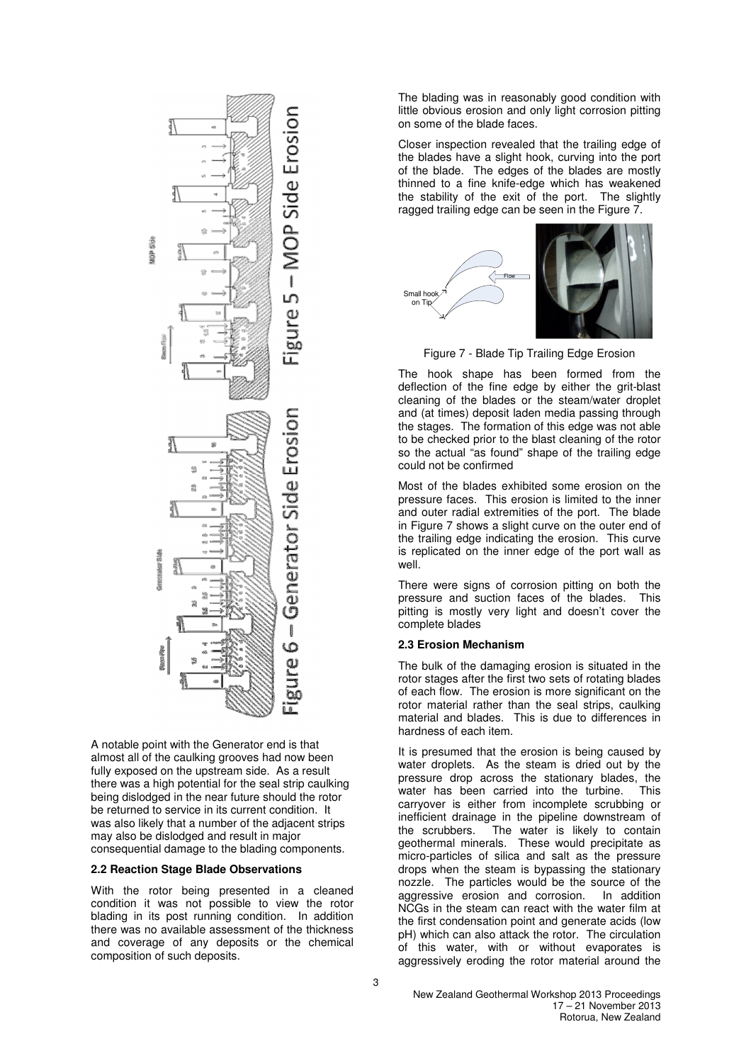Figure 5 – MOP Side Erosion

Figure 6 – Generator Side Erosion

A notable point with the Generator end is that almost all of the caulking grooves had now been fully exposed on the upstream side. As a result there was a high potential for the seal strip caulking being dislodged in the near future should the rotor be returned to service in its current condition. It was also likely that a number of the adjacent strips may also be dislodged and result in major consequential damage to the blading components.

### 2.2 Reaction Stage Blade Observations

With the rotor being presented in a cleaned condition it was not possible to view the rotor blading in its post running condition. In addition there was no available assessment of the thickness and coverage of any deposits or the chemical composition of such deposits.

The blading was in reasonably good condition with little obvious erosion and only light corrosion pitting on some of the blade faces.

Closer inspection revealed that the trailing edge of the blades have a slight hook, curving into the port of the blade. The edges of the blades are mostly thinned to a fine knife-edge which has weakened the stability of the exit of the port. The slightly ragged trailing edge can be seen in the Figure 7.

Figure 7 - Blade Tip Trailing Edge Erosion

The hook shape has been formed from the deflection of the fine edge by either the grit-blast cleaning of the blades or the steam/water droplet and (at times) deposit laden media passing through the stages. The formation of this edge was not able to be checked prior to the blast cleaning of the rotor so the actual "as found" shape of the trailing edge could not be confirmed

Most of the blades exhibited some erosion on the pressure faces. This erosion is limited to the inner and outer radial extremities of the port. The blade in Figure 7 shows a slight curve on the outer end of the trailing edge indicating the erosion. This curve is replicated on the inner edge of the port wall as well.

There were signs of corrosion pitting on both the pressure and suction faces of the blades. This pitting is mostly very light and doesn't cover the complete blades

### 2.3 Erosion Mechanism

The bulk of the damaging erosion is situated in the rotor stages after the first two sets of rotating blades of each flow. The erosion is more significant on the rotor material rather than the seal strips, caulking material and blades. This is due to differences in hardness of each item.

It is presumed that the erosion is being caused by water droplets. As the steam is dried out by the pressure drop across the stationary blades, the water has been carried into the turbine. This carryover is either from incomplete scrubbing or inefficient drainage in the pipeline downstream of the scrubbers. The water is likely to contain geothermal minerals. These would precipitate as micro-particles of silica and salt as the pressure drops when the steam is bypassing the stationary nozzle. The particles would be the source of the aggressive erosion and corrosion. In addition NCGs in the steam can react with the water film at the first condensation point and generate acids (low pH) which can also attack the rotor. The circulation of this water, with or without evaporates is aggressively eroding the rotor material around the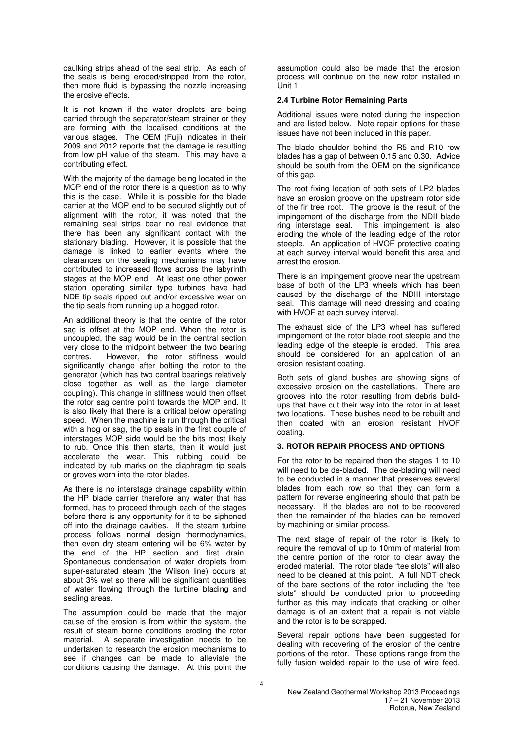caulking strips ahead of the seal strip. As each of the seals is being eroded/stripped from the rotor, then more fluid is bypassing the nozzle increasing the erosive effects.

It is not known if the water droplets are being carried through the separator/steam strainer or they are forming with the localised conditions at the various stages. The OEM (Fuji) indicates in their 2009 and 2012 reports that the damage is resulting from low pH value of the steam. This may have a contributing effect.

With the majority of the damage being located in the MOP end of the rotor there is a question as to why this is the case. While it is possible for the blade carrier at the MOP end to be secured slightly out of alignment with the rotor, it was noted that the remaining seal strips bear no real evidence that there has been any significant contact with the stationary blading. However, it is possible that the damage is linked to earlier events where the clearances on the sealing mechanisms may have contributed to increased flows across the labyrinth stages at the MOP end. At least one other power station operating similar type turbines have had NDE tip seals ripped out and/or excessive wear on the tip seals from running up a hogged rotor.

An additional theory is that the centre of the rotor sag is offset at the MOP end. When the rotor is uncoupled, the sag would be in the central section very close to the midpoint between the two bearing centres. However, the rotor stiffness would significantly change after bolting the rotor to the generator (which has two central bearings relatively close together as well as the large diameter coupling). This change in stiffness would then offset the rotor sag centre point towards the MOP end. It is also likely that there is a critical below operating speed. When the machine is run through the critical with a hog or sag, the tip seals in the first couple of interstages MOP side would be the bits most likely to rub. Once this then starts, then it would just accelerate the wear. This rubbing could be indicated by rub marks on the diaphragm tip seals or groves worn into the rotor blades.

As there is no interstage drainage capability within the HP blade carrier therefore any water that has formed, has to proceed through each of the stages before there is any opportunity for it to be siphoned off into the drainage cavities. If the steam turbine process follows normal design thermodynamics, then even dry steam entering will be 6% water by the end of the HP section and first drain. Spontaneous condensation of water droplets from super-saturated steam (the Wilson line) occurs at about 3% wet so there will be significant quantities of water flowing through the turbine blading and sealing areas.

The assumption could be made that the major cause of the erosion is from within the system, the result of steam borne conditions eroding the rotor material. A separate investigation needs to be undertaken to research the erosion mechanisms to see if changes can be made to alleviate the conditions causing the damage. At this point the assumption could also be made that the erosion process will continue on the new rotor installed in Unit 1.

### 2.4 Turbine Rotor Remaining Parts

Additional issues were noted during the inspection and are listed below. Note repair options for these issues have not been included in this paper.

The blade shoulder behind the R5 and R10 row blades has a gap of between 0.15 and 0.30. Advice should be south from the OEM on the significance of this gap.

The root fixing location of both sets of LP2 blades have an erosion groove on the upstream rotor side of the fir tree root. The groove is the result of the impingement of the discharge from the NDII blade ring interstage seal. This impingement is also eroding the whole of the leading edge of the rotor steeple. An application of HVOF protective coating at each survey interval would benefit this area and arrest the erosion.

There is an impingement groove near the upstream base of both of the LP3 wheels which has been caused by the discharge of the NDIII interstage seal. This damage will need dressing and coating with HVOF at each survey interval.

The exhaust side of the LP3 wheel has suffered impingement of the rotor blade root steeple and the leading edge of the steeple is eroded. This area should be considered for an application of an erosion resistant coating.

Both sets of gland bushes are showing signs of excessive erosion on the castellations. There are grooves into the rotor resulting from debris build-ups that have cut their way into the rotor in at least two locations. These bushes need to be rebuilt and then coated with an erosion resistant HVOF coating.

## 3. ROTOR REPAIR PROCESS AND OPTIONS

For the rotor to be repaired then the stages 1 to 10 will need to be de-bladed. The de-blading will need to be conducted in a manner that preserves several blades from each row so that they can form a pattern for reverse engineering should that path be necessary. If the blades are not to be recovered then the remainder of the blades can be removed by machining or similar process.

The next stage of repair of the rotor is likely to require the removal of up to 10mm of material from the centre portion of the rotor to clear away the eroded material. The rotor blade "tee slots" will also need to be cleaned at this point. A full NDT check of the bare sections of the rotor including the "tee slots" should be conducted prior to proceeding further as this may indicate that cracking or other damage is of an extent that a repair is not viable and the rotor is to be scrapped.

Several repair options have been suggested for dealing with recovering of the erosion of the centre portions of the rotor. These options range from the fully fusion welded repair to the use of wire feed,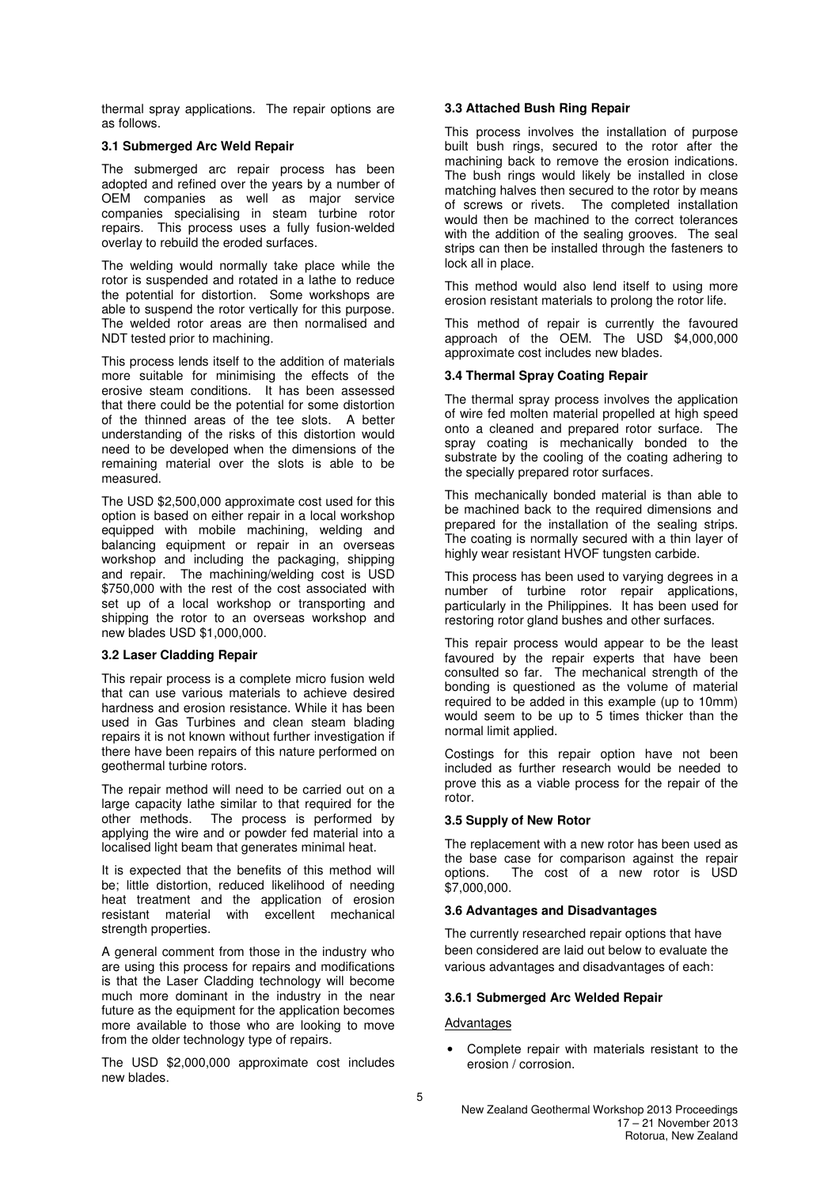thermal spray applications. The repair options are as follows.

### 3.1 Submerged Arc Weld Repair

The submerged arc repair process has been adopted and refined over the years by a number of OEM companies as well as major service companies specialising in steam turbine rotor repairs. This process uses a fully fusion-welded overlay to rebuild the eroded surfaces.

The welding would normally take place while the rotor is suspended and rotated in a lathe to reduce the potential for distortion. Some workshops are able to suspend the rotor vertically for this purpose. The welded rotor areas are then normalised and NDT tested prior to machining.

This process lends itself to the addition of materials more suitable for minimising the effects of the erosive steam conditions. It has been assessed that there could be the potential for some distortion of the thinned areas of the tee slots. A better understanding of the risks of this distortion would need to be developed when the dimensions of the remaining material over the slots is able to be measured.

The USD $2,500,000 approximate cost used for this option is based on either repair in a local workshop equipped with mobile machining, welding and balancing equipment or repair in an overseas workshop and including the packaging, shipping and repair. The machining/welding cost is USD $750,000 with the rest of the cost associated with set up of a local workshop or transporting and shipping the rotor to an overseas workshop and new blades USD $1,000,000.

### 3.2 Laser Cladding Repair

This repair process is a complete micro fusion weld that can use various materials to achieve desired hardness and erosion resistance. While it has been used in Gas Turbines and clean steam blading repairs it is not known without further investigation if there have been repairs of this nature performed on geothermal turbine rotors.

The repair method will need to be carried out on a large capacity lathe similar to that required for the other methods. The process is performed by applying the wire and or powder fed material into a localised light beam that generates minimal heat.

It is expected that the benefits of this method will be; little distortion, reduced likelihood of needing heat treatment and the application of erosion resistant material with excellent mechanical strength properties.

A general comment from those in the industry who are using this process for repairs and modifications is that the Laser Cladding technology will become much more dominant in the industry in the near future as the equipment for the application becomes more available to those who are looking to move from the older technology type of repairs.

The USD $2,000,000 approximate cost includes new blades.

### 3.3 Attached Bush Ring Repair

This process involves the installation of purpose built bush rings, secured to the rotor after the machining back to remove the erosion indications. The bush rings would likely be installed in close matching halves then secured to the rotor by means of screws or rivets. The completed installation would then be machined to the correct tolerances with the addition of the sealing grooves. The seal strips can then be installed through the fasteners to lock all in place.

This method would also lend itself to using more erosion resistant materials to prolong the rotor life.

This method of repair is currently the favoured approach of the OEM. The USD $4,000,000 approximate cost includes new blades.

### 3.4 Thermal Spray Coating Repair

The thermal spray process involves the application of wire fed molten material propelled at high speed onto a cleaned and prepared rotor surface. The spray coating is mechanically bonded to the substrate by the cooling of the coating adhering to the specially prepared rotor surfaces.

This mechanically bonded material is than able to be machined back to the required dimensions and prepared for the installation of the sealing strips. The coating is normally secured with a thin layer of highly wear resistant HVOF tungsten carbide.

This process has been used to varying degrees in a number of turbine rotor repair applications, particularly in the Philippines. It has been used for restoring rotor gland bushes and other surfaces.

This repair process would appear to be the least favoured by the repair experts that have been consulted so far. The mechanical strength of the bonding is questioned as the volume of material required to be added in this example (up to 10mm) would seem to be up to 5 times thicker than the normal limit applied.

Costings for this repair option have not been included as further research would be needed to prove this as a viable process for the repair of the rotor.

### 3.5 Supply of New Rotor

The replacement with a new rotor has been used as the base case for comparison against the repair options. The cost of a new rotor is USD $7,000,000.

### 3.6 Advantages and Disadvantages

The currently researched repair options that have been considered are laid out below to evaluate the various advantages and disadvantages of each:

#### 3.6.1 Submerged Arc Welded Repair

Advantages

- Complete repair with materials resistant to the erosion / corrosion.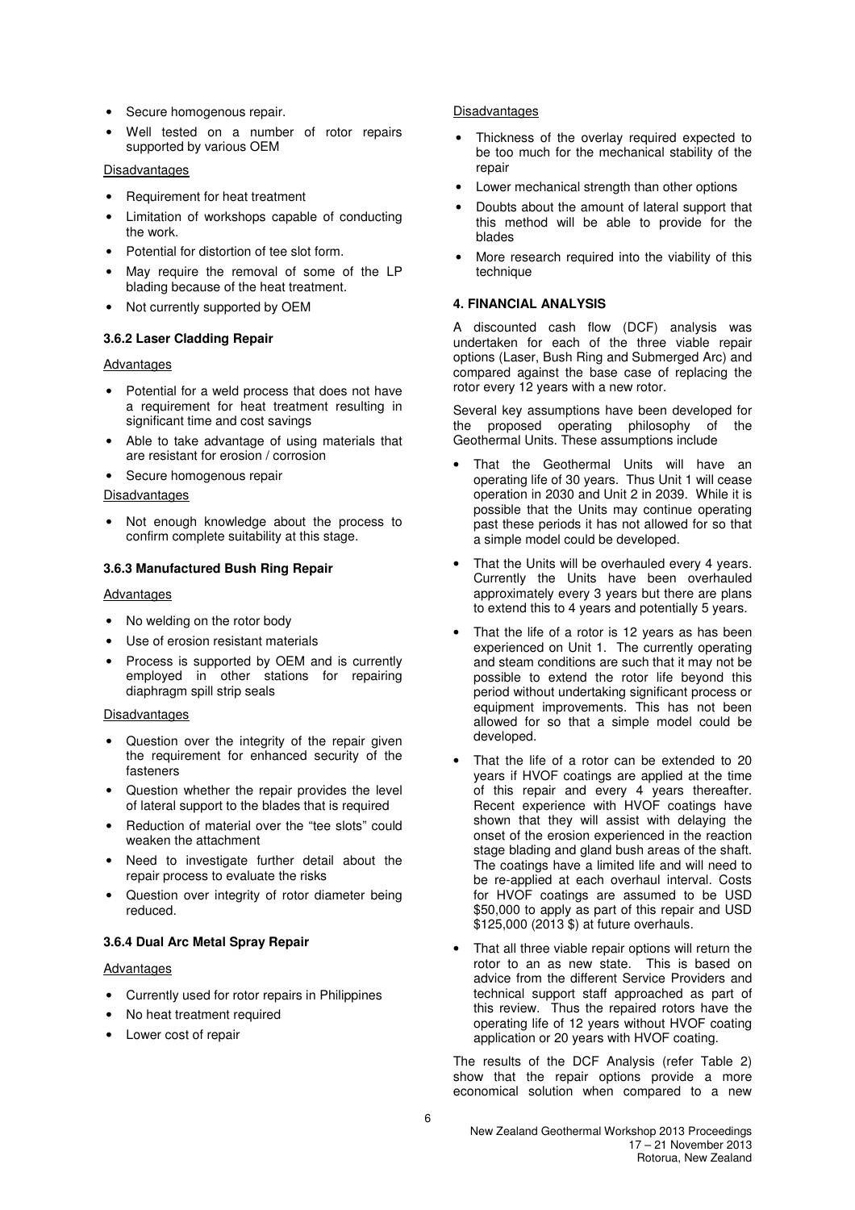- Secure homogenous repair.
- Well tested on a number of rotor repairs supported by various OEM

Disadvantages

- Requirement for heat treatment
- Limitation of workshops capable of conducting the work.
- Potential for distortion of tee slot form.
- May require the removal of some of the LP blading because of the heat treatment.
- Not currently supported by OEM

### 3.6.2 Laser Cladding Repair

Advantages

- Potential for a weld process that does not have a requirement for heat treatment resulting in significant time and cost savings
- Able to take advantage of using materials that are resistant for erosion / corrosion
- Secure homogenous repair

Disadvantages

- Not enough knowledge about the process to confirm complete suitability at this stage.

### 3.6.3 Manufactured Bush Ring Repair

Advantages

- No welding on the rotor body
- Use of erosion resistant materials
- Process is supported by OEM and is currently employed in other stations for repairing diaphragm spill strip seals

Disadvantages

- Question over the integrity of the repair given the requirement for enhanced security of the fasteners
- Question whether the repair provides the level of lateral support to the blades that is required
- Reduction of material over the "tee slots" could weaken the attachment
- Need to investigate further detail about the repair process to evaluate the risks
- Question over integrity of rotor diameter being reduced.

### 3.6.4 Dual Arc Metal Spray Repair

Advantages

- Currently used for rotor repairs in Philippines
- No heat treatment required
- Lower cost of repair

Disadvantages

- Thickness of the overlay required expected to be too much for the mechanical stability of the repair
- Lower mechanical strength than other options
- Doubts about the amount of lateral support that this method will be able to provide for the blades
- More research required into the viability of this technique

## 4. FINANCIAL ANALYSIS

A discounted cash flow (DCF) analysis was undertaken for each of the three viable repair options (Laser, Bush Ring and Submerged Arc) and compared against the base case of replacing the rotor every 12 years with a new rotor.

Several key assumptions have been developed for the proposed operating philosophy of the Geothermal Units. These assumptions include

- That the Geothermal Units will have an operating life of 30 years. Thus Unit 1 will cease operation in 2030 and Unit 2 in 2039. While it is possible that the Units may continue operating past these periods it has not allowed for so that a simple model could be developed.
- That the Units will be overhauled every 4 years. Currently the Units have been overhauled approximately every 3 years but there are plans to extend this to 4 years and potentially 5 years.
- That the life of a rotor is 12 years as has been experienced on Unit 1. The currently operating and steam conditions are such that it may not be possible to extend the rotor life beyond this period without undertaking significant process or equipment improvements. This has not been allowed for so that a simple model could be developed.
- That the life of a rotor can be extended to 20 years if HVOF coatings are applied at the time of this repair and every 4 years thereafter. Recent experience with HVOF coatings have shown that they will assist with delaying the onset of the erosion experienced in the reaction stage blading and gland bush areas of the shaft. The coatings have a limited life and will need to be re-applied at each overhaul interval. Costs for HVOF coatings are assumed to be USD \$50,000 to apply as part of this repair and USD \$125,000 (2013 \$) at future overhauls.
- That all three viable repair options will return the rotor to an as new state. This is based on advice from the different Service Providers and technical support staff approached as part of this review. Thus the repaired rotors have the operating life of 12 years without HVOF coating application or 20 years with HVOF coating.

The results of the DCF Analysis (refer Table 2) show that the repair options provide a more economical solution when compared to a new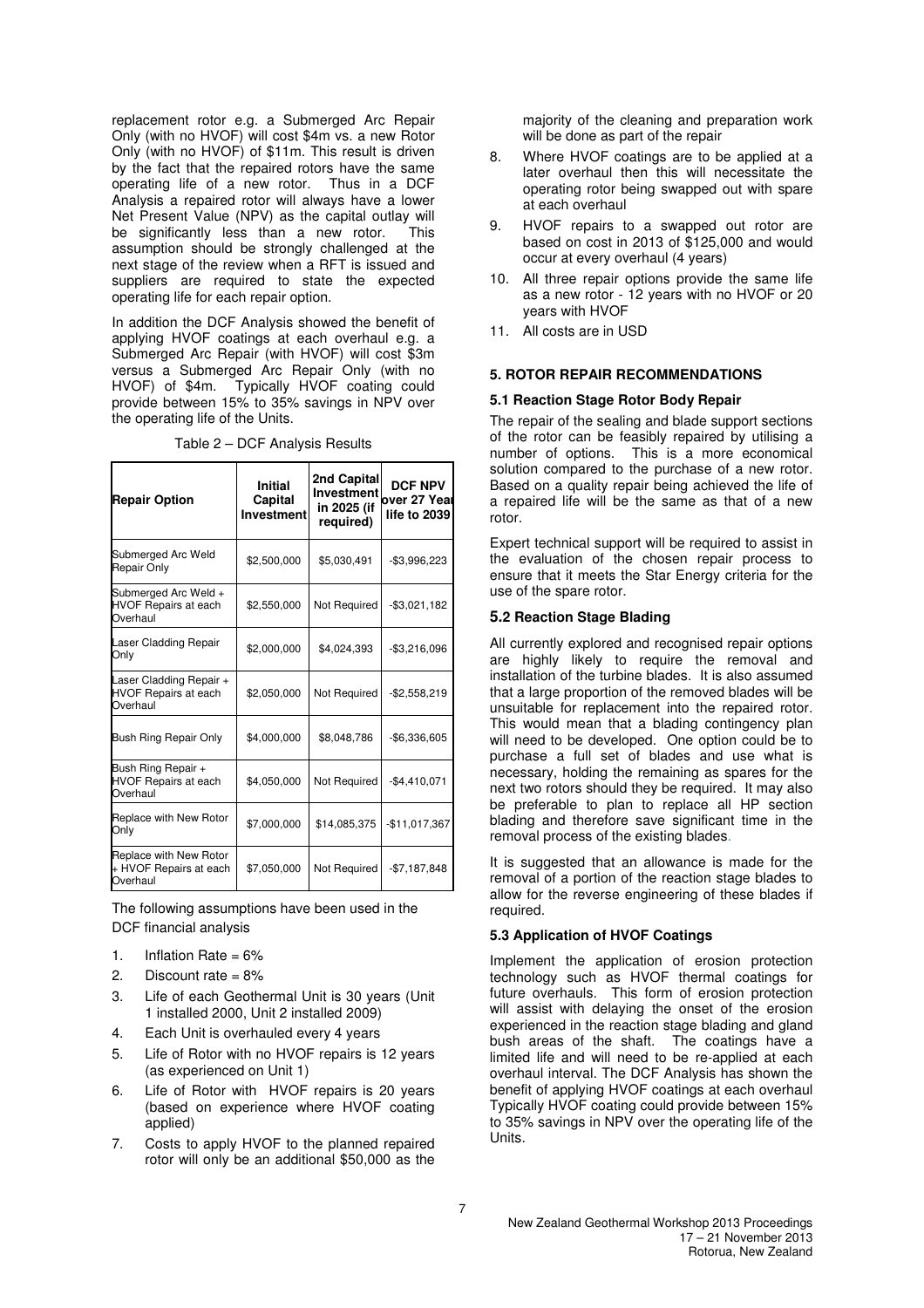replacement rotor e.g. a Submerged Arc Repair Only (with no HVOF) will cost $4m vs. a new Rotor Only (with no HVOF) of $11m. This result is driven by the fact that the repaired rotors have the same operating life of a new rotor. Thus in a DCF Analysis a repaired rotor will always have a lower Net Present Value (NPV) as the capital outlay will be significantly less than a new rotor. This assumption should be strongly challenged at the next stage of the review when a RFT is issued and suppliers are required to state the expected operating life for each repair option.

In addition the DCF Analysis showed the benefit of applying HVOF coatings at each overhaul e.g. a Submerged Arc Repair (with HVOF) will cost $3m versus a Submerged Arc Repair Only (with no HVOF) of $4m. Typically HVOF coating could provide between 15% to 35% savings in NPV over the operating life of the Units.

Table 2 – DCF Analysis Results

| Repair Option | Initial Capital Investment | 2nd Capital Investment in 2025 (if required) | DCF NPV over 27 Year life to 2039 |
|---|---|---|---|
| Submerged Arc Weld Repair Only | $2,500,000 | $5,030,491 | -$3,996,223 |
| Submerged Arc Weld + HVOF Repairs at each Overhaul | $2,550,000 | Not Required | -$3,021,182 |
| Laser Cladding Repair Only | $2,000,000 | $4,024,393 | -$3,216,096 |
| Laser Cladding Repair + HVOF Repairs at each Overhaul | $2,050,000 | Not Required | -$2,558,219 |
| Bush Ring Repair Only | $4,000,000 | $8,048,786 | -$6,336,605 |
| Bush Ring Repair + HVOF Repairs at each Overhaul | $4,050,000 | Not Required | -$4,410,071 |
| Replace with New Rotor Only | $7,000,000 | $14,085,375 | -$11,017,367 |
| Replace with New Rotor + HVOF Repairs at each Overhaul | $7,050,000 | Not Required | -$7,187,848 |

The following assumptions have been used in the DCF financial analysis

1. Inflation Rate = 6%
2. Discount rate = 8%
3. Life of each Geothermal Unit is 30 years (Unit 1 installed 2000, Unit 2 installed 2009)
4. Each Unit is overhauled every 4 years
5. Life of Rotor with no HVOF repairs is 12 years (as experienced on Unit 1)
6. Life of Rotor with HVOF repairs is 20 years (based on experience where HVOF coating applied)
7. Costs to apply HVOF to the planned repaired rotor will only be an additional $50,000 as the majority of the cleaning and preparation work will be done as part of the repair
8. Where HVOF coatings are to be applied at a later overhaul then this will necessitate the operating rotor being swapped out with spare at each overhaul
9. HVOF repairs to a swapped out rotor are based on cost in 2013 of $125,000 and would occur at every overhaul (4 years)
10. All three repair options provide the same life as a new rotor - 12 years with no HVOF or 20 years with HVOF
11. All costs are in USD

## 5. ROTOR REPAIR RECOMMENDATIONS

### 5.1 Reaction Stage Rotor Body Repair

The repair of the sealing and blade support sections of the rotor can be feasibly repaired by utilising a number of options. This is a more economical solution compared to the purchase of a new rotor. Based on a quality repair being achieved the life of a repaired life will be the same as that of a new rotor.

Expert technical support will be required to assist in the evaluation of the chosen repair process to ensure that it meets the Star Energy criteria for the use of the spare rotor.

### 5.2 Reaction Stage Blading

All currently explored and recognised repair options are highly likely to require the removal and installation of the turbine blades. It is also assumed that a large proportion of the removed blades will be unsuitable for replacement into the repaired rotor. This would mean that a blading contingency plan will need to be developed. One option could be to purchase a full set of blades and use what is necessary, holding the remaining as spares for the next two rotors should they be required. It may also be preferable to plan to replace all HP section blading and therefore save significant time in the removal process of the existing blades.

It is suggested that an allowance is made for the removal of a portion of the reaction stage blades to allow for the reverse engineering of these blades if required.

### 5.3 Application of HVOF Coatings

Implement the application of erosion protection technology such as HVOF thermal coatings for future overhauls. This form of erosion protection will assist with delaying the onset of the erosion experienced in the reaction stage blading and gland bush areas of the shaft. The coatings have a limited life and will need to be re-applied at each overhaul interval. The DCF Analysis has shown the benefit of applying HVOF coatings at each overhaul Typically HVOF coating could provide between 15% to 35% savings in NPV over the operating life of the Units.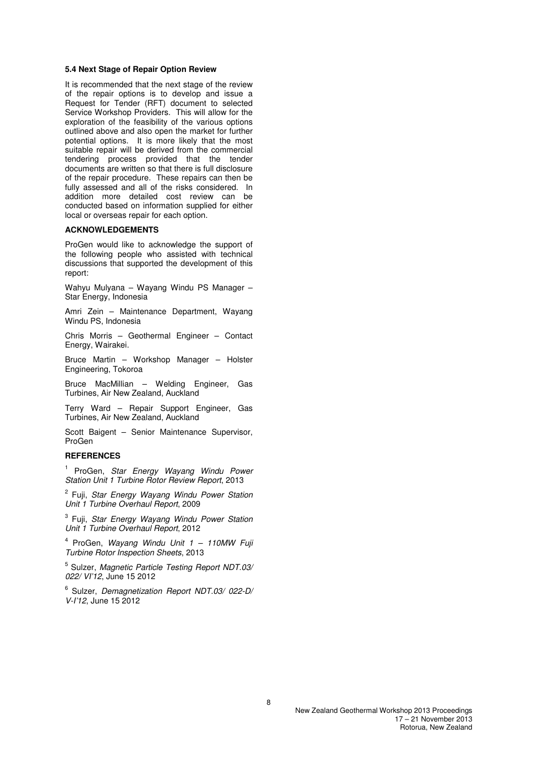### 5.4 Next Stage of Repair Option Review

It is recommended that the next stage of the review of the repair options is to develop and issue a Request for Tender (RFT) document to selected Service Workshop Providers. This will allow for the exploration of the feasibility of the various options outlined above and also open the market for further potential options. It is more likely that the most suitable repair will be derived from the commercial tendering process provided that the tender documents are written so that there is full disclosure of the repair procedure. These repairs can then be fully assessed and all of the risks considered. In addition more detailed cost review can be conducted based on information supplied for either local or overseas repair for each option.

## ACKNOWLEDGEMENTS

ProGen would like to acknowledge the support of the following people who assisted with technical discussions that supported the development of this report:

Wahyu Mulyana – Wayang Windu PS Manager – Star Energy, Indonesia

Amri Zein – Maintenance Department, Wayang Windu PS, Indonesia

Chris Morris – Geothermal Engineer – Contact Energy, Wairakei.

Bruce Martin – Workshop Manager – Holster Engineering, Tokoroa

Bruce MacMillian – Welding Engineer, Gas Turbines, Air New Zealand, Auckland

Terry Ward – Repair Support Engineer, Gas Turbines, Air New Zealand, Auckland

Scott Baigent – Senior Maintenance Supervisor, ProGen

## REFERENCES

[1] ProGen, *Star Energy Wayang Windu Power Station Unit 1 Turbine Rotor Review Report*, 2013

[2] Fuji, *Star Energy Wayang Windu Power Station Unit 1 Turbine Overhaul Report*, 2009

[3] Fuji, *Star Energy Wayang Windu Power Station Unit 1 Turbine Overhaul Report*, 2012

[4] ProGen, *Wayang Windu Unit 1 – 110MW Fuji Turbine Rotor Inspection Sheets*, 2013

[5] Sulzer, *Magnetic Particle Testing Report NDT.03/ 022/ VI'12*, June 15 2012

[6] Sulzer, *Demagnetization Report NDT.03/ 022-D/ V-I'12*, June 15 2012